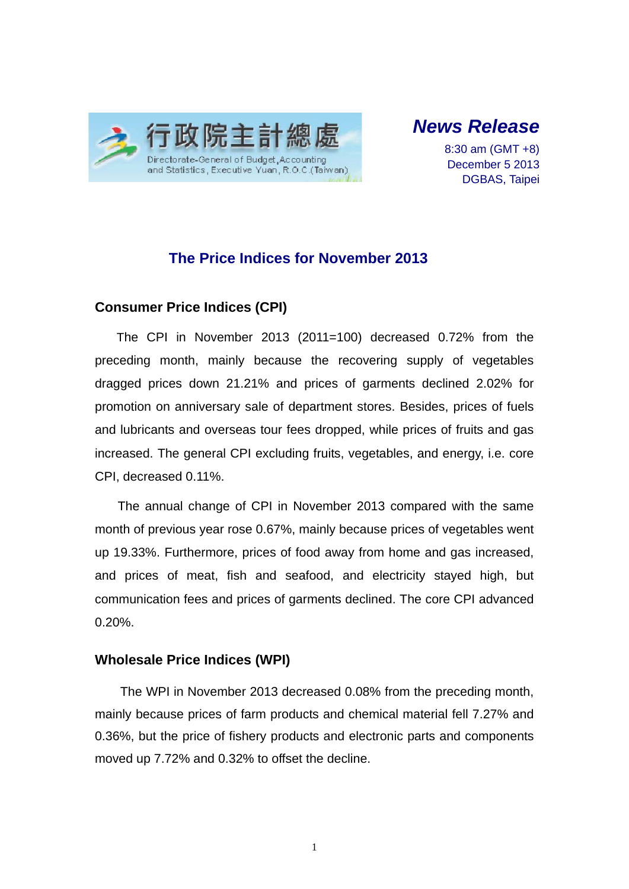行政院主計總處
Directorate-General of Budget, Accounting and Statistics, Executive Yuan, R.O.C.(Taiwan)

***News Release***

8:30 am (GMT +8)
December 5 2013
DGBAS, Taipei

# The Price Indices for November 2013

## Consumer Price Indices (CPI)

The CPI in November 2013 (2011=100) decreased 0.72% from the preceding month, mainly because the recovering supply of vegetables dragged prices down 21.21% and prices of garments declined 2.02% for promotion on anniversary sale of department stores. Besides, prices of fuels and lubricants and overseas tour fees dropped, while prices of fruits and gas increased. The general CPI excluding fruits, vegetables, and energy, i.e. core CPI, decreased 0.11%.

The annual change of CPI in November 2013 compared with the same month of previous year rose 0.67%, mainly because prices of vegetables went up 19.33%. Furthermore, prices of food away from home and gas increased, and prices of meat, fish and seafood, and electricity stayed high, but communication fees and prices of garments declined. The core CPI advanced 0.20%.

## Wholesale Price Indices (WPI)

The WPI in November 2013 decreased 0.08% from the preceding month, mainly because prices of farm products and chemical material fell 7.27% and 0.36%, but the price of fishery products and electronic parts and components moved up 7.72% and 0.32% to offset the decline.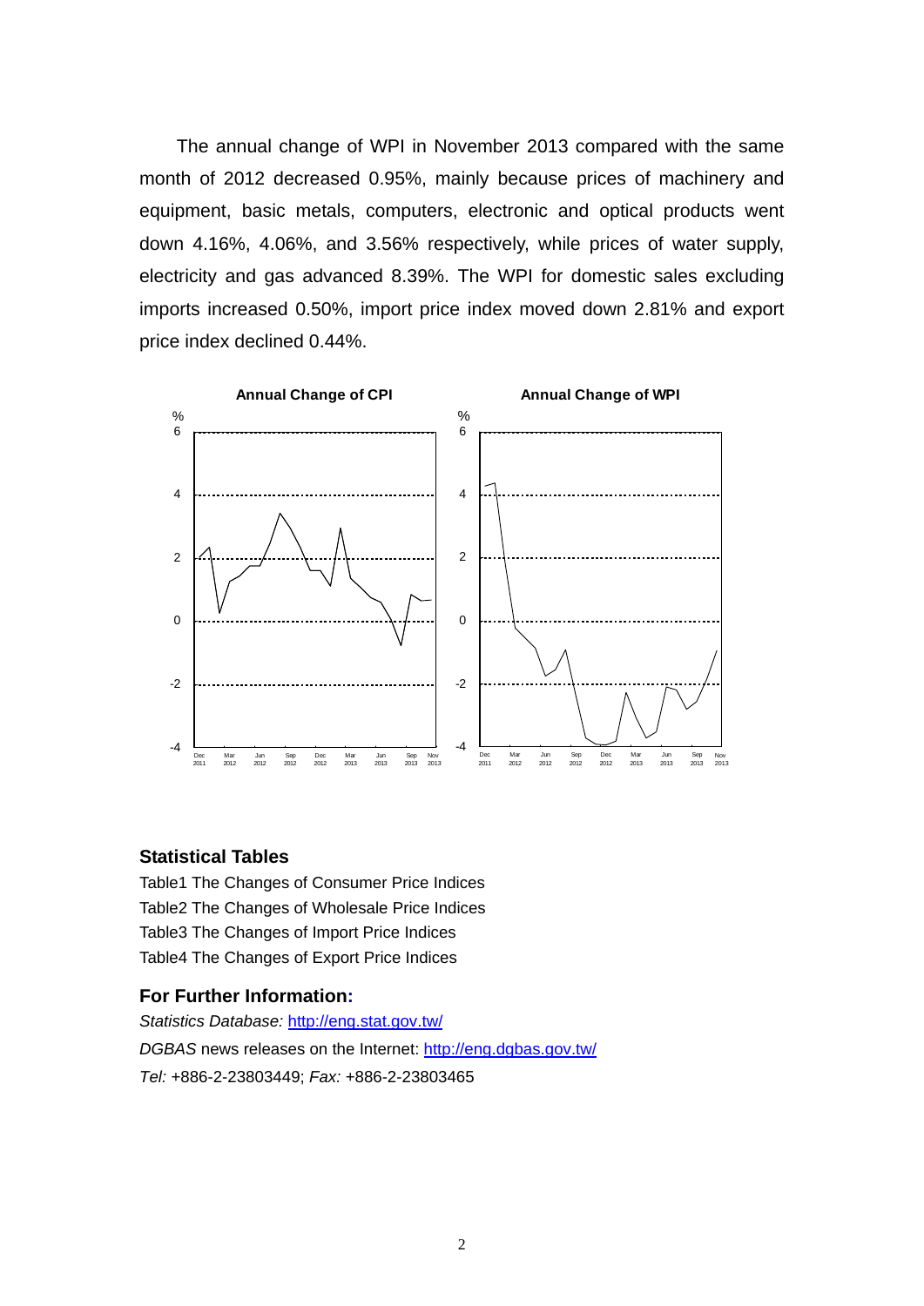The annual change of WPI in November 2013 compared with the same month of 2012 decreased 0.95%, mainly because prices of machinery and equipment, basic metals, computers, electronic and optical products went down 4.16%, 4.06%, and 3.56% respectively, while prices of water supply, electricity and gas advanced 8.39%. The WPI for domestic sales excluding imports increased 0.50%, import price index moved down 2.81% and export price index declined 0.44%.

**Annual Change of CPI**

**Annual Change of WPI**

## Statistical Tables

Table1 The Changes of Consumer Price Indices

Table2 The Changes of Wholesale Price Indices

Table3 The Changes of Import Price Indices

Table4 The Changes of Export Price Indices

## For Further Information:

*Statistics Database:* http://eng.stat.gov.tw/

*DGBAS* news releases on the Internet: http://eng.dgbas.gov.tw/

*Tel:* +886-2-23803449; *Fax:* +886-2-23803465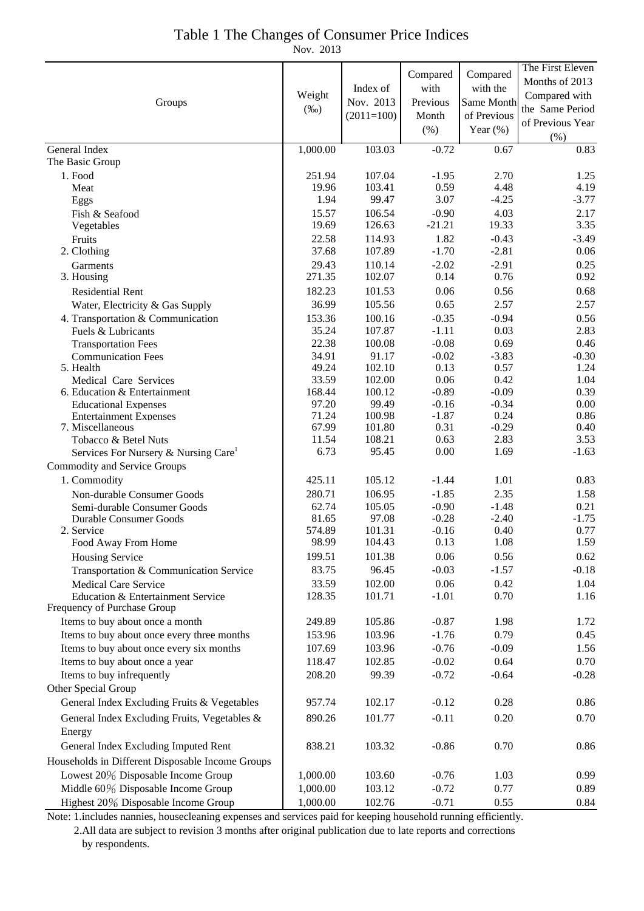# Table 1 The Changes of Consumer Price Indices

Nov. 2013

| Groups | Weight (‰) | Index of Nov. 2013 (2011=100) | Compared with Previous Month (%) | Compared with the Same Month of Previous Year (%) | The First Eleven Months of 2013 Compared with the Same Period of Previous Year (%) |
|---|---|---|---|---|---|
| General Index | 1,000.00 | 103.03 | -0.72 | 0.67 | 0.83 |
| The Basic Group | | | | | |
| 1. Food | 251.94 | 107.04 | -1.95 | 2.70 | 1.25 |
| Meat | 19.96 | 103.41 | 0.59 | 4.48 | 4.19 |
| Eggs | 1.94 | 99.47 | 3.07 | -4.25 | -3.77 |
| Fish & Seafood | 15.57 | 106.54 | -0.90 | 4.03 | 2.17 |
| Vegetables | 19.69 | 126.63 | -21.21 | 19.33 | 3.35 |
| Fruits | 22.58 | 114.93 | 1.82 | -0.43 | -3.49 |
| 2. Clothing | 37.68 | 107.89 | -1.70 | -2.81 | 0.06 |
| Garments | 29.43 | 110.14 | -2.02 | -2.91 | 0.25 |
| 3. Housing | 271.35 | 102.07 | 0.14 | 0.76 | 0.92 |
| Residential Rent | 182.23 | 101.53 | 0.06 | 0.56 | 0.68 |
| Water, Electricity & Gas Supply | 36.99 | 105.56 | 0.65 | 2.57 | 2.57 |
| 4. Transportation & Communication | 153.36 | 100.16 | -0.35 | -0.94 | 0.56 |
| Fuels & Lubricants | 35.24 | 107.87 | -1.11 | 0.03 | 2.83 |
| Transportation Fees | 22.38 | 100.08 | -0.08 | 0.69 | 0.46 |
| Communication Fees | 34.91 | 91.17 | -0.02 | -3.83 | -0.30 |
| 5. Health | 49.24 | 102.10 | 0.13 | 0.57 | 1.24 |
| Medical Care Services | 33.59 | 102.00 | 0.06 | 0.42 | 1.04 |
| 6. Education & Entertainment | 168.44 | 100.12 | -0.89 | -0.09 | 0.39 |
| Educational Expenses | 97.20 | 99.49 | -0.16 | -0.34 | 0.00 |
| Entertainment Expenses | 71.24 | 100.98 | -1.87 | 0.24 | 0.86 |
| 7. Miscellaneous | 67.99 | 101.80 | 0.31 | -0.29 | 0.40 |
| Tobacco & Betel Nuts | 11.54 | 108.21 | 0.63 | 2.83 | 3.53 |
| Services For Nursery & Nursing Care[1] | 6.73 | 95.45 | 0.00 | 1.69 | -1.63 |
| Commodity and Service Groups | | | | | |
| 1. Commodity | 425.11 | 105.12 | -1.44 | 1.01 | 0.83 |
| Non-durable Consumer Goods | 280.71 | 106.95 | -1.85 | 2.35 | 1.58 |
| Semi-durable Consumer Goods | 62.74 | 105.05 | -0.90 | -1.48 | 0.21 |
| Durable Consumer Goods | 81.65 | 97.08 | -0.28 | -2.40 | -1.75 |
| 2. Service | 574.89 | 101.31 | -0.16 | 0.40 | 0.77 |
| Food Away From Home | 98.99 | 104.43 | 0.13 | 1.08 | 1.59 |
| Housing Service | 199.51 | 101.38 | 0.06 | 0.56 | 0.62 |
| Transportation & Communication Service | 83.75 | 96.45 | -0.03 | -1.57 | -0.18 |
| Medical Care Service | 33.59 | 102.00 | 0.06 | 0.42 | 1.04 |
| Education & Entertainment Service | 128.35 | 101.71 | -1.01 | 0.70 | 1.16 |
| Frequency of Purchase Group | | | | | |
| Items to buy about once a month | 249.89 | 105.86 | -0.87 | 1.98 | 1.72 |
| Items to buy about once every three months | 153.96 | 103.96 | -1.76 | 0.79 | 0.45 |
| Items to buy about once every six months | 107.69 | 103.96 | -0.76 | -0.09 | 1.56 |
| Items to buy about once a year | 118.47 | 102.85 | -0.02 | 0.64 | 0.70 |
| Items to buy infrequently | 208.20 | 99.39 | -0.72 | -0.64 | -0.28 |
| Other Special Group | | | | | |
| General Index Excluding Fruits & Vegetables | 957.74 | 102.17 | -0.12 | 0.28 | 0.86 |
| General Index Excluding Fruits, Vegetables & Energy | 890.26 | 101.77 | -0.11 | 0.20 | 0.70 |
| General Index Excluding Imputed Rent | 838.21 | 103.32 | -0.86 | 0.70 | 0.86 |
| Households in Different Disposable Income Groups | | | | | |
| Lowest 20% Disposable Income Group | 1,000.00 | 103.60 | -0.76 | 1.03 | 0.99 |
| Middle 60% Disposable Income Group | 1,000.00 | 103.12 | -0.72 | 0.77 | 0.89 |
| Highest 20% Disposable Income Group | 1,000.00 | 102.76 | -0.71 | 0.55 | 0.84 |

Note: 1.includes nannies, housecleaning expenses and services paid for keeping household running efficiently.

2.All data are subject to revision 3 months after original publication due to late reports and corrections by respondents.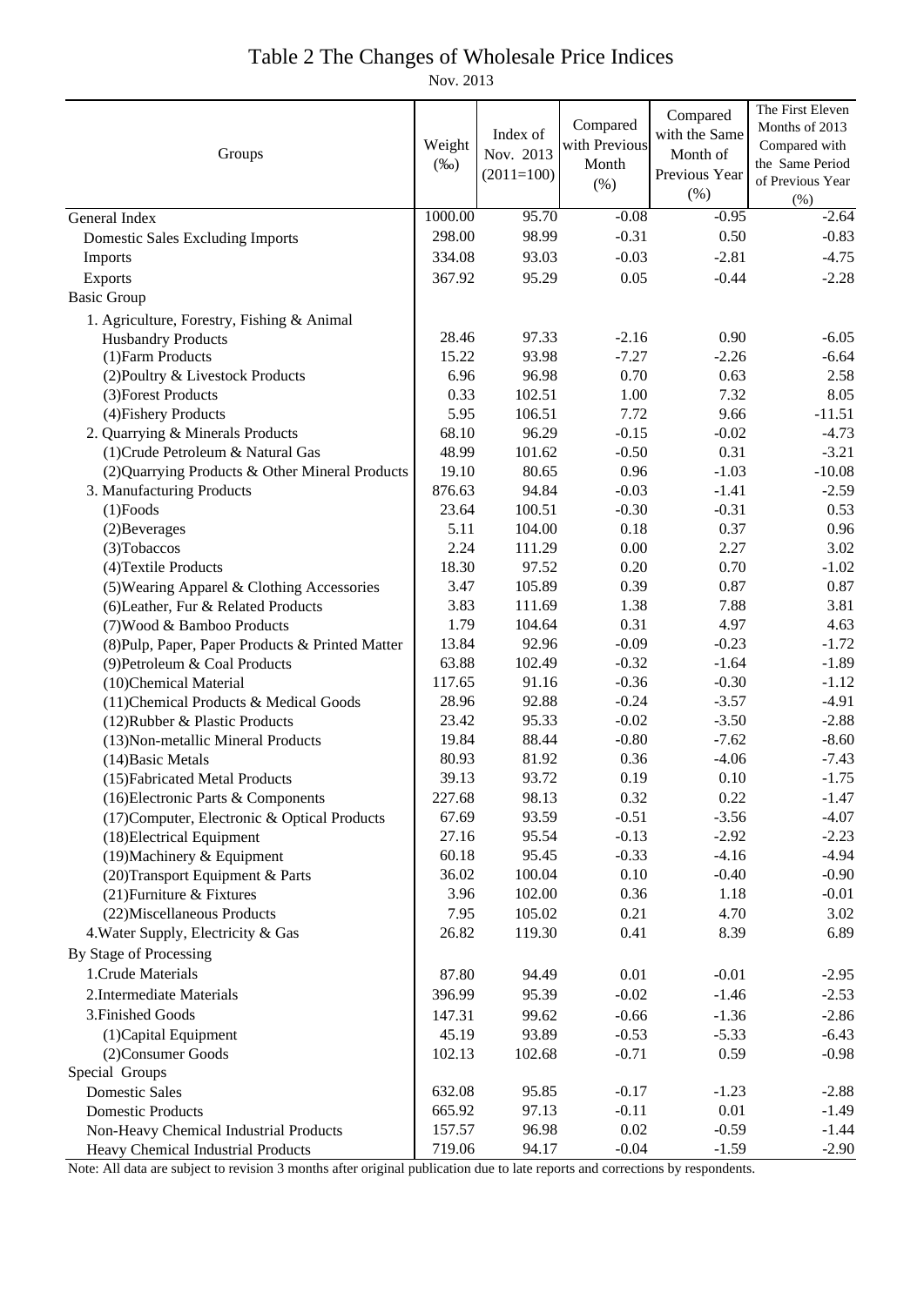# Table 2 The Changes of Wholesale Price Indices

Nov. 2013

| Groups | Weight (‰) | Index of Nov. 2013 (2011=100) | Compared with Previous Month (%) | Compared with the Same Month of Previous Year (%) | The First Eleven Months of 2013 Compared with the Same Period of Previous Year (%) |
|---|---|---|---|---|---|
| General Index | 1000.00 | 95.70 | -0.08 | -0.95 | -2.64 |
| Domestic Sales Excluding Imports | 298.00 | 98.99 | -0.31 | 0.50 | -0.83 |
| Imports | 334.08 | 93.03 | -0.03 | -2.81 | -4.75 |
| Exports | 367.92 | 95.29 | 0.05 | -0.44 | -2.28 |
| Basic Group | | | | | |
| 1. Agriculture, Forestry, Fishing & Animal Husbandry Products | 28.46 | 97.33 | -2.16 | 0.90 | -6.05 |
| (1)Farm Products | 15.22 | 93.98 | -7.27 | -2.26 | -6.64 |
| (2)Poultry & Livestock Products | 6.96 | 96.98 | 0.70 | 0.63 | 2.58 |
| (3)Forest Products | 0.33 | 102.51 | 1.00 | 7.32 | 8.05 |
| (4)Fishery Products | 5.95 | 106.51 | 7.72 | 9.66 | -11.51 |
| 2. Quarrying & Minerals Products | 68.10 | 96.29 | -0.15 | -0.02 | -4.73 |
| (1)Crude Petroleum & Natural Gas | 48.99 | 101.62 | -0.50 | 0.31 | -3.21 |
| (2)Quarrying Products & Other Mineral Products | 19.10 | 80.65 | 0.96 | -1.03 | -10.08 |
| 3. Manufacturing Products | 876.63 | 94.84 | -0.03 | -1.41 | -2.59 |
| (1)Foods | 23.64 | 100.51 | -0.30 | -0.31 | 0.53 |
| (2)Beverages | 5.11 | 104.00 | 0.18 | 0.37 | 0.96 |
| (3)Tobaccos | 2.24 | 111.29 | 0.00 | 2.27 | 3.02 |
| (4)Textile Products | 18.30 | 97.52 | 0.20 | 0.70 | -1.02 |
| (5)Wearing Apparel & Clothing Accessories | 3.47 | 105.89 | 0.39 | 0.87 | 0.87 |
| (6)Leather, Fur & Related Products | 3.83 | 111.69 | 1.38 | 7.88 | 3.81 |
| (7)Wood & Bamboo Products | 1.79 | 104.64 | 0.31 | 4.97 | 4.63 |
| (8)Pulp, Paper, Paper Products & Printed Matter | 13.84 | 92.96 | -0.09 | -0.23 | -1.72 |
| (9)Petroleum & Coal Products | 63.88 | 102.49 | -0.32 | -1.64 | -1.89 |
| (10)Chemical Material | 117.65 | 91.16 | -0.36 | -0.30 | -1.12 |
| (11)Chemical Products & Medical Goods | 28.96 | 92.88 | -0.24 | -3.57 | -4.91 |
| (12)Rubber & Plastic Products | 23.42 | 95.33 | -0.02 | -3.50 | -2.88 |
| (13)Non-metallic Mineral Products | 19.84 | 88.44 | -0.80 | -7.62 | -8.60 |
| (14)Basic Metals | 80.93 | 81.92 | 0.36 | -4.06 | -7.43 |
| (15)Fabricated Metal Products | 39.13 | 93.72 | 0.19 | 0.10 | -1.75 |
| (16)Electronic Parts & Components | 227.68 | 98.13 | 0.32 | 0.22 | -1.47 |
| (17)Computer, Electronic & Optical Products | 67.69 | 93.59 | -0.51 | -3.56 | -4.07 |
| (18)Electrical Equipment | 27.16 | 95.54 | -0.13 | -2.92 | -2.23 |
| (19)Machinery & Equipment | 60.18 | 95.45 | -0.33 | -4.16 | -4.94 |
| (20)Transport Equipment & Parts | 36.02 | 100.04 | 0.10 | -0.40 | -0.90 |
| (21)Furniture & Fixtures | 3.96 | 102.00 | 0.36 | 1.18 | -0.01 |
| (22)Miscellaneous Products | 7.95 | 105.02 | 0.21 | 4.70 | 3.02 |
| 4.Water Supply, Electricity & Gas | 26.82 | 119.30 | 0.41 | 8.39 | 6.89 |
| By Stage of Processing | | | | | |
| 1.Crude Materials | 87.80 | 94.49 | 0.01 | -0.01 | -2.95 |
| 2.Intermediate Materials | 396.99 | 95.39 | -0.02 | -1.46 | -2.53 |
| 3.Finished Goods | 147.31 | 99.62 | -0.66 | -1.36 | -2.86 |
| (1)Capital Equipment | 45.19 | 93.89 | -0.53 | -5.33 | -6.43 |
| (2)Consumer Goods | 102.13 | 102.68 | -0.71 | 0.59 | -0.98 |
| Special Groups | | | | | |
| Domestic Sales | 632.08 | 95.85 | -0.17 | -1.23 | -2.88 |
| Domestic Products | 665.92 | 97.13 | -0.11 | 0.01 | -1.49 |
| Non-Heavy Chemical Industrial Products | 157.57 | 96.98 | 0.02 | -0.59 | -1.44 |
| Heavy Chemical Industrial Products | 719.06 | 94.17 | -0.04 | -1.59 | -2.90 |

Note: All data are subject to revision 3 months after original publication due to late reports and corrections by respondents.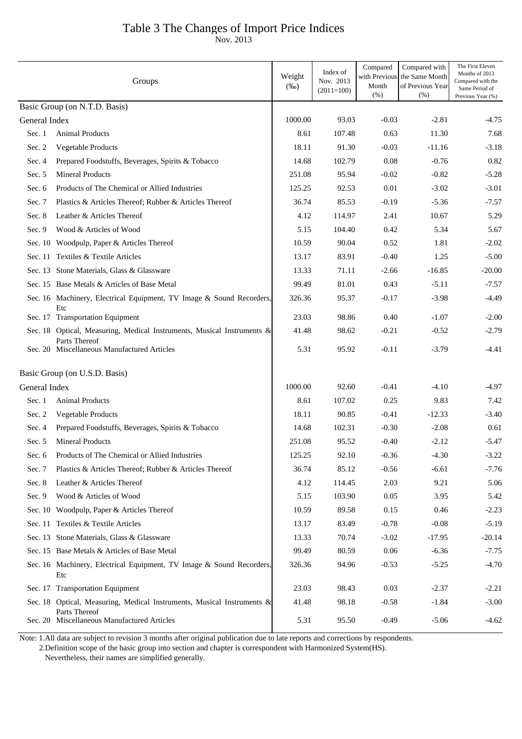# Table 3 The Changes of Import Price Indices

Nov. 2013

| Groups | | Weight (‰) | Index of Nov. 2013 (2011=100) | Compared with Previous Month (%) | Compared with the Same Month of Previous Year (%) | The First Eleven Months of 2013 Compared with the Same Period of Previous Year (%) |
|---|---|---|---|---|---|---|
| Basic Group (on N.T.D. Basis) | | | | | | |
| General Index | | 1000.00 | 93.03 | -0.03 | -2.81 | -4.75 |
| Sec. 1 | Animal Products | 8.61 | 107.48 | 0.63 | 11.30 | 7.68 |
| Sec. 2 | Vegetable Products | 18.11 | 91.30 | -0.03 | -11.16 | -3.18 |
| Sec. 4 | Prepared Foodstuffs, Beverages, Spirits & Tobacco | 14.68 | 102.79 | 0.08 | -0.76 | 0.82 |
| Sec. 5 | Mineral Products | 251.08 | 95.94 | -0.02 | -0.82 | -5.28 |
| Sec. 6 | Products of The Chemical or Allied Industries | 125.25 | 92.53 | 0.01 | -3.02 | -3.01 |
| Sec. 7 | Plastics & Articles Thereof; Rubber & Articles Thereof | 36.74 | 85.53 | -0.19 | -5.36 | -7.57 |
| Sec. 8 | Leather & Articles Thereof | 4.12 | 114.97 | 2.41 | 10.67 | 5.29 |
| Sec. 9 | Wood & Articles of Wood | 5.15 | 104.40 | 0.42 | 5.34 | 5.67 |
| Sec. 10 | Woodpulp, Paper & Articles Thereof | 10.59 | 90.04 | 0.52 | 1.81 | -2.02 |
| Sec. 11 | Textiles & Textile Articles | 13.17 | 83.91 | -0.40 | 1.25 | -5.00 |
| Sec. 13 | Stone Materials, Glass & Glassware | 13.33 | 71.11 | -2.66 | -16.85 | -20.00 |
| Sec. 15 | Base Metals & Articles of Base Metal | 99.49 | 81.01 | 0.43 | -5.11 | -7.57 |
| Sec. 16 | Machinery, Electrical Equipment, TV Image & Sound Recorders, Etc | 326.36 | 95.37 | -0.17 | -3.98 | -4.49 |
| Sec. 17 | Transportation Equipment | 23.03 | 98.86 | 0.40 | -1.07 | -2.00 |
| Sec. 18 | Optical, Measuring, Medical Instruments, Musical Instruments & Parts Thereof | 41.48 | 98.62 | -0.21 | -0.52 | -2.79 |
| Sec. 20 | Miscellaneous Manufactured Articles | 5.31 | 95.92 | -0.11 | -3.79 | -4.41 |
| Basic Group (on U.S.D. Basis) | | | | | | |
| General Index | | 1000.00 | 92.60 | -0.41 | -4.10 | -4.97 |
| Sec. 1 | Animal Products | 8.61 | 107.02 | 0.25 | 9.83 | 7.42 |
| Sec. 2 | Vegetable Products | 18.11 | 90.85 | -0.41 | -12.33 | -3.40 |
| Sec. 4 | Prepared Foodstuffs, Beverages, Spirits & Tobacco | 14.68 | 102.31 | -0.30 | -2.08 | 0.61 |
| Sec. 5 | Mineral Products | 251.08 | 95.52 | -0.40 | -2.12 | -5.47 |
| Sec. 6 | Products of The Chemical or Allied Industries | 125.25 | 92.10 | -0.36 | -4.30 | -3.22 |
| Sec. 7 | Plastics & Articles Thereof; Rubber & Articles Thereof | 36.74 | 85.12 | -0.56 | -6.61 | -7.76 |
| Sec. 8 | Leather & Articles Thereof | 4.12 | 114.45 | 2.03 | 9.21 | 5.06 |
| Sec. 9 | Wood & Articles of Wood | 5.15 | 103.90 | 0.05 | 3.95 | 5.42 |
| Sec. 10 | Woodpulp, Paper & Articles Thereof | 10.59 | 89.58 | 0.15 | 0.46 | -2.23 |
| Sec. 11 | Textiles & Textile Articles | 13.17 | 83.49 | -0.78 | -0.08 | -5.19 |
| Sec. 13 | Stone Materials, Glass & Glassware | 13.33 | 70.74 | -3.02 | -17.95 | -20.14 |
| Sec. 15 | Base Metals & Articles of Base Metal | 99.49 | 80.59 | 0.06 | -6.36 | -7.75 |
| Sec. 16 | Machinery, Electrical Equipment, TV Image & Sound Recorders, Etc | 326.36 | 94.96 | -0.53 | -5.25 | -4.70 |
| Sec. 17 | Transportation Equipment | 23.03 | 98.43 | 0.03 | -2.37 | -2.21 |
| Sec. 18 | Optical, Measuring, Medical Instruments, Musical Instruments & Parts Thereof | 41.48 | 98.18 | -0.58 | -1.84 | -3.00 |
| Sec. 20 | Miscellaneous Manufactured Articles | 5.31 | 95.50 | -0.49 | -5.06 | -4.62 |

Note: 1.All data are subject to revision 3 months after original publication due to late reports and corrections by respondents.
2.Definition scope of the basic group into section and chapter is correspondent with Harmonized System(HS). Nevertheless, their names are simplified generally.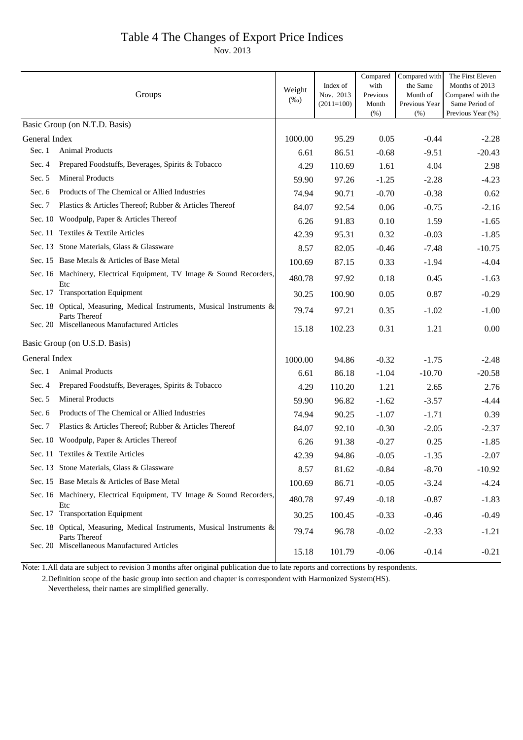# Table 4 The Changes of Export Price Indices

Nov. 2013

| Groups | | Weight (‰) | Index of Nov. 2013 (2011=100) | Compared with Previous Month (%) | Compared with the Same Month of Previous Year (%) | The First Eleven Months of 2013 Compared with the Same Period of Previous Year (%) |
|---|---|---|---|---|---|---|
| Basic Group (on N.T.D. Basis) | | | | | | |
| General Index | | 1000.00 | 95.29 | 0.05 | -0.44 | -2.28 |
| Sec. 1 | Animal Products | 6.61 | 86.51 | -0.68 | -9.51 | -20.43 |
| Sec. 4 | Prepared Foodstuffs, Beverages, Spirits & Tobacco | 4.29 | 110.69 | 1.61 | 4.04 | 2.98 |
| Sec. 5 | Mineral Products | 59.90 | 97.26 | -1.25 | -2.28 | -4.23 |
| Sec. 6 | Products of The Chemical or Allied Industries | 74.94 | 90.71 | -0.70 | -0.38 | 0.62 |
| Sec. 7 | Plastics & Articles Thereof; Rubber & Articles Thereof | 84.07 | 92.54 | 0.06 | -0.75 | -2.16 |
| Sec. 10 | Woodpulp, Paper & Articles Thereof | 6.26 | 91.83 | 0.10 | 1.59 | -1.65 |
| Sec. 11 | Textiles & Textile Articles | 42.39 | 95.31 | 0.32 | -0.03 | -1.85 |
| Sec. 13 | Stone Materials, Glass & Glassware | 8.57 | 82.05 | -0.46 | -7.48 | -10.75 |
| Sec. 15 | Base Metals & Articles of Base Metal | 100.69 | 87.15 | 0.33 | -1.94 | -4.04 |
| Sec. 16 | Machinery, Electrical Equipment, TV Image & Sound Recorders, Etc | 480.78 | 97.92 | 0.18 | 0.45 | -1.63 |
| Sec. 17 | Transportation Equipment | 30.25 | 100.90 | 0.05 | 0.87 | -0.29 |
| Sec. 18 | Optical, Measuring, Medical Instruments, Musical Instruments & Parts Thereof | 79.74 | 97.21 | 0.35 | -1.02 | -1.00 |
| Sec. 20 | Miscellaneous Manufactured Articles | 15.18 | 102.23 | 0.31 | 1.21 | 0.00 |
| Basic Group (on U.S.D. Basis) | | | | | | |
| General Index | | 1000.00 | 94.86 | -0.32 | -1.75 | -2.48 |
| Sec. 1 | Animal Products | 6.61 | 86.18 | -1.04 | -10.70 | -20.58 |
| Sec. 4 | Prepared Foodstuffs, Beverages, Spirits & Tobacco | 4.29 | 110.20 | 1.21 | 2.65 | 2.76 |
| Sec. 5 | Mineral Products | 59.90 | 96.82 | -1.62 | -3.57 | -4.44 |
| Sec. 6 | Products of The Chemical or Allied Industries | 74.94 | 90.25 | -1.07 | -1.71 | 0.39 |
| Sec. 7 | Plastics & Articles Thereof; Rubber & Articles Thereof | 84.07 | 92.10 | -0.30 | -2.05 | -2.37 |
| Sec. 10 | Woodpulp, Paper & Articles Thereof | 6.26 | 91.38 | -0.27 | 0.25 | -1.85 |
| Sec. 11 | Textiles & Textile Articles | 42.39 | 94.86 | -0.05 | -1.35 | -2.07 |
| Sec. 13 | Stone Materials, Glass & Glassware | 8.57 | 81.62 | -0.84 | -8.70 | -10.92 |
| Sec. 15 | Base Metals & Articles of Base Metal | 100.69 | 86.71 | -0.05 | -3.24 | -4.24 |
| Sec. 16 | Machinery, Electrical Equipment, TV Image & Sound Recorders, Etc | 480.78 | 97.49 | -0.18 | -0.87 | -1.83 |
| Sec. 17 | Transportation Equipment | 30.25 | 100.45 | -0.33 | -0.46 | -0.49 |
| Sec. 18 | Optical, Measuring, Medical Instruments, Musical Instruments & Parts Thereof | 79.74 | 96.78 | -0.02 | -2.33 | -1.21 |
| Sec. 20 | Miscellaneous Manufactured Articles | 15.18 | 101.79 | -0.06 | -0.14 | -0.21 |

Note: 1.All data are subject to revision 3 months after original publication due to late reports and corrections by respondents.

2.Definition scope of the basic group into section and chapter is correspondent with Harmonized System(HS). Nevertheless, their names are simplified generally.